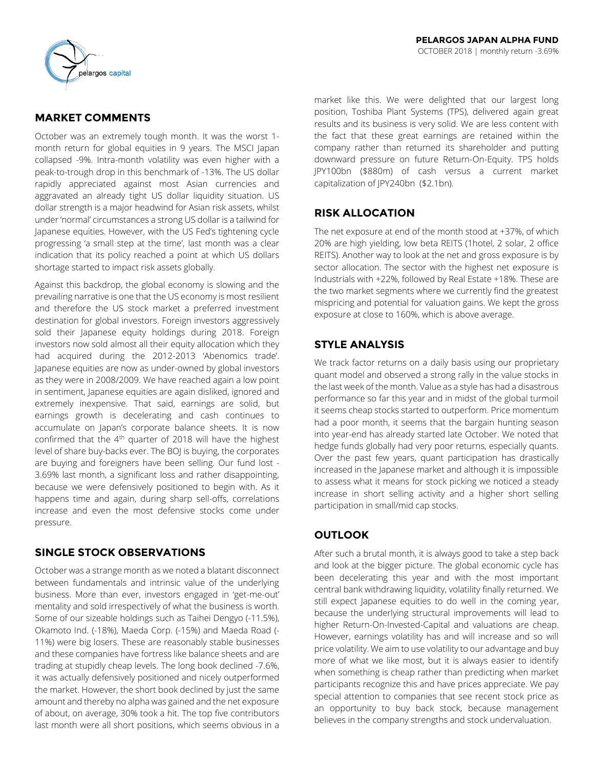**PELARGOS JAPAN ALPHA FUND**

OCTOBER 2018 | monthly return -3.69%

## MARKET COMMENTS

October was an extremely tough month. It was the worst 1-month return for global equities in 9 years. The MSCI Japan collapsed -9%. Intra-month volatility was even higher with a peak-to-trough drop in this benchmark of -13%. The US dollar rapidly appreciated against most Asian currencies and aggravated an already tight US dollar liquidity situation. US dollar strength is a major headwind for Asian risk assets, whilst under 'normal' circumstances a strong US dollar is a tailwind for Japanese equities. However, with the US Fed's tightening cycle progressing 'a small step at the time', last month was a clear indication that its policy reached a point at which US dollars shortage started to impact risk assets globally.

Against this backdrop, the global economy is slowing and the prevailing narrative is one that the US economy is most resilient and therefore the US stock market a preferred investment destination for global investors. Foreign investors aggressively sold their Japanese equity holdings during 2018. Foreign investors now sold almost all their equity allocation which they had acquired during the 2012-2013 'Abenomics trade'. Japanese equities are now as under-owned by global investors as they were in 2008/2009. We have reached again a low point in sentiment, Japanese equities are again disliked, ignored and extremely inexpensive. That said, earnings are solid, but earnings growth is decelerating and cash continues to accumulate on Japan's corporate balance sheets. It is now confirmed that the 4th quarter of 2018 will have the highest level of share buy-backs ever. The BOJ is buying, the corporates are buying and foreigners have been selling. Our fund lost -3.69% last month, a significant loss and rather disappointing, because we were defensively positioned to begin with. As it happens time and again, during sharp sell-offs, correlations increase and even the most defensive stocks come under pressure.

## SINGLE STOCK OBSERVATIONS

October was a strange month as we noted a blatant disconnect between fundamentals and intrinsic value of the underlying business. More than ever, investors engaged in 'get-me-out' mentality and sold irrespectively of what the business is worth. Some of our sizeable holdings such as Taihei Dengyo (-11.5%), Okamoto Ind. (-18%), Maeda Corp. (-15%) and Maeda Road (-11%) were big losers. These are reasonably stable businesses and these companies have fortress like balance sheets and are trading at stupidly cheap levels. The long book declined -7.6%, it was actually defensively positioned and nicely outperformed the market. However, the short book declined by just the same amount and thereby no alpha was gained and the net exposure of about, on average, 30% took a hit. The top five contributors last month were all short positions, which seems obvious in a market like this. We were delighted that our largest long position, Toshiba Plant Systems (TPS), delivered again great results and its business is very solid. We are less content with the fact that these great earnings are retained within the company rather than returned its shareholder and putting downward pressure on future Return-On-Equity. TPS holds JPY100bn ($880m) of cash versus a current market capitalization of JPY240bn ($2.1bn).

## RISK ALLOCATION

The net exposure at end of the month stood at +37%, of which 20% are high yielding, low beta REITS (1hotel, 2 solar, 2 office REITS). Another way to look at the net and gross exposure is by sector allocation. The sector with the highest net exposure is Industrials with +22%, followed by Real Estate +18%. These are the two market segments where we currently find the greatest mispricing and potential for valuation gains. We kept the gross exposure at close to 160%, which is above average.

## STYLE ANALYSIS

We track factor returns on a daily basis using our proprietary quant model and observed a strong rally in the value stocks in the last week of the month. Value as a style has had a disastrous performance so far this year and in midst of the global turmoil it seems cheap stocks started to outperform. Price momentum had a poor month, it seems that the bargain hunting season into year-end has already started late October. We noted that hedge funds globally had very poor returns, especially quants. Over the past few years, quant participation has drastically increased in the Japanese market and although it is impossible to assess what it means for stock picking we noticed a steady increase in short selling activity and a higher short selling participation in small/mid cap stocks.

## OUTLOOK

After such a brutal month, it is always good to take a step back and look at the bigger picture. The global economic cycle has been decelerating this year and with the most important central bank withdrawing liquidity, volatility finally returned. We still expect Japanese equities to do well in the coming year, because the underlying structural improvements will lead to higher Return-On-Invested-Capital and valuations are cheap. However, earnings volatility has and will increase and so will price volatility. We aim to use volatility to our advantage and buy more of what we like most, but it is always easier to identify when something is cheap rather than predicting when market participants recognize this and have prices appreciate. We pay special attention to companies that see recent stock price as an opportunity to buy back stock, because management believes in the company strengths and stock undervaluation.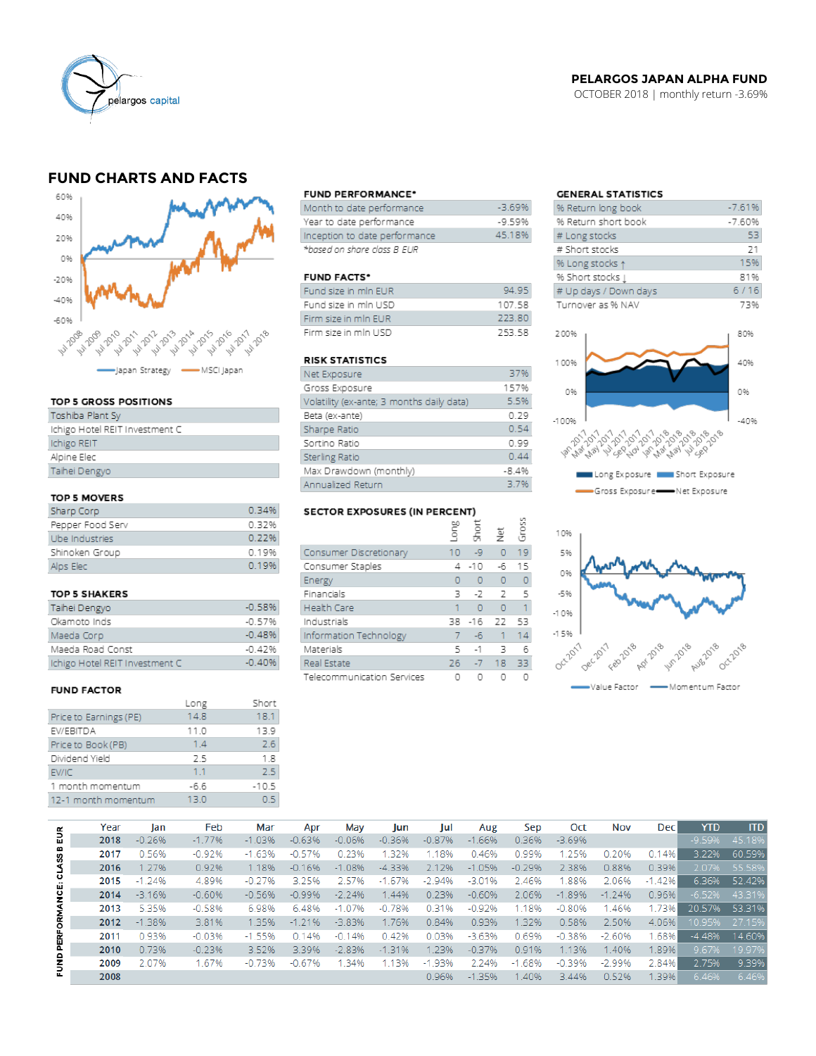**PELARGOS JAPAN ALPHA FUND**
OCTOBER 2018 | monthly return -3.69%

## FUND CHARTS AND FACTS

Japan Strategy — MSCI Japan

### TOP 5 GROSS POSITIONS

| |
|---|
| Toshiba Plant Sy |
| Ichigo Hotel REIT Investment C |
| Ichigo REIT |
| Alpine Elec |
| Taihei Dengyo |

### TOP 5 MOVERS

| | |
|---|---|
| Sharp Corp | 0.34% |
| Pepper Food Serv | 0.32% |
| Ube Industries | 0.22% |
| Shinoken Group | 0.19% |
| Alps Elec | 0.19% |

### TOP 5 SHAKERS

| | |
|---|---|
| Taihei Dengyo | -0.58% |
| Okamoto Inds | -0.57% |
| Maeda Corp | -0.48% |
| Maeda Road Const | -0.42% |
| Ichigo Hotel REIT Investment C | -0.40% |

### FUND FACTOR

| | Long | Short |
|---|---|---|
| Price to Earnings (PE) | 14.8 | 18.1 |
| EV/EBITDA | 11.0 | 13.9 |
| Price to Book (PB) | 1.4 | 2.6 |
| Dividend Yield | 2.5 | 1.8 |
| EV/IC | 1.1 | 2.5 |
| 1 month momentum | -6.6 | -10.5 |
| 12-1 month momentum | 13.0 | 0.5 |

### FUND PERFORMANCE*

| | |
|---|---|
| Month to date performance | -3.69% |
| Year to date performance | -9.59% |
| Inception to date performance | 45.18% |

*based on share class B EUR

### FUND FACTS*

| | |
|---|---|
| Fund size in mln EUR | 94.95 |
| Fund size in mln USD | 107.58 |
| Firm size in mln EUR | 223.80 |
| Firm size in mln USD | 253.58 |

### RISK STATISTICS

| | |
|---|---|
| Net Exposure | 37% |
| Gross Exposure | 157% |
| Volatility (ex-ante; 3 months daily data) | 5.5% |
| Beta (ex-ante) | 0.29 |
| Sharpe Ratio | 0.54 |
| Sortino Ratio | 0.99 |
| Sterling Ratio | 0.44 |
| Max Drawdown (monthly) | -8.4% |
| Annualized Return | 3.7% |

### SECTOR EXPOSURES (IN PERCENT)

| | Long | Short | Net | Gross |
|---|---|---|---|---|
| Consumer Discretionary | 10 | -9 | 0 | 19 |
| Consumer Staples | 4 | -10 | -6 | 15 |
| Energy | 0 | 0 | 0 | 0 |
| Financials | 3 | -2 | 2 | 5 |
| Health Care | 1 | 0 | 0 | 1 |
| Industrials | 38 | -16 | 22 | 53 |
| Information Technology | 7 | -6 | 1 | 14 |
| Materials | 5 | -1 | 3 | 6 |
| Real Estate | 26 | -7 | 18 | 33 |
| Telecommunication Services | 0 | 0 | 0 | 0 |

### GENERAL STATISTICS

| | |
|---|---|
| % Return long book | -7.61% |
| % Return short book | -7.60% |
| # Long stocks | 53 |
| # Short stocks | 21 |
| % Long stocks ↑ | 15% |
| % Short stocks ↓ | 81% |
| # Up days / Down days | 6 / 16 |
| Turnover as % NAV | 73% |

Long Exposure — Short Exposure — Gross Exposure — Net Exposure

Value Factor — Momentum Factor

### FUND PERFORMANCE: CLASS B EUR

| Year | Jan | Feb | Mar | Apr | May | Jun | Jul | Aug | Sep | Oct | Nov | Dec | YTD | ITD |
|---|---|---|---|---|---|---|---|---|---|---|---|---|---|---|
| 2018 | -0.26% | -1.77% | -1.03% | -0.63% | -0.06% | -0.36% | -0.87% | -1.66% | 0.36% | -3.69% | | | -9.59% | 45.18% |
| 2017 | 0.56% | -0.92% | -1.63% | -0.57% | 0.23% | 1.32% | 1.18% | 0.46% | 0.99% | 1.25% | 0.20% | 0.14% | 3.22% | 60.59% |
| 2016 | 1.27% | 0.92% | 1.18% | -0.16% | -1.08% | -4.33% | 2.12% | -1.05% | -0.29% | 2.38% | 0.88% | 0.39% | 2.07% | 55.58% |
| 2015 | -1.24% | 4.89% | -0.27% | 3.25% | 2.57% | -1.67% | -2.94% | -3.01% | 2.46% | 1.88% | 2.06% | -1.42% | 6.36% | 52.42% |
| 2014 | -3.16% | -0.60% | -0.56% | -0.99% | -2.24% | 1.44% | 0.23% | -0.60% | 2.06% | -1.89% | -1.24% | 0.96% | -6.52% | 43.31% |
| 2013 | 5.35% | -0.58% | 6.98% | 6.48% | -1.07% | -0.78% | 0.31% | -0.92% | 1.18% | -0.80% | 1.46% | 1.73% | 20.57% | 53.31% |
| 2012 | -1.38% | 3.81% | 1.35% | -1.21% | -3.83% | 1.76% | 0.84% | 0.93% | 1.32% | 0.58% | 2.50% | 4.06% | 10.95% | 27.15% |
| 2011 | 0.93% | -0.03% | -1.55% | 0.14% | -0.14% | 0.42% | 0.03% | -3.63% | 0.69% | -0.38% | -2.60% | 1.68% | -4.48% | 14.60% |
| 2010 | 0.73% | -0.23% | 3.52% | 3.39% | -2.83% | -1.31% | 1.23% | -0.37% | 0.91% | 1.13% | 1.40% | 1.89% | 9.67% | 19.97% |
| 2009 | 2.07% | 1.67% | -0.73% | -0.67% | 1.34% | 1.13% | -1.93% | 2.24% | -1.68% | -0.39% | -2.99% | 2.84% | 2.75% | 9.39% |
| 2008 | | | | | | | 0.96% | -1.35% | 1.40% | 3.44% | 0.52% | 1.39% | 6.46% | 6.46% |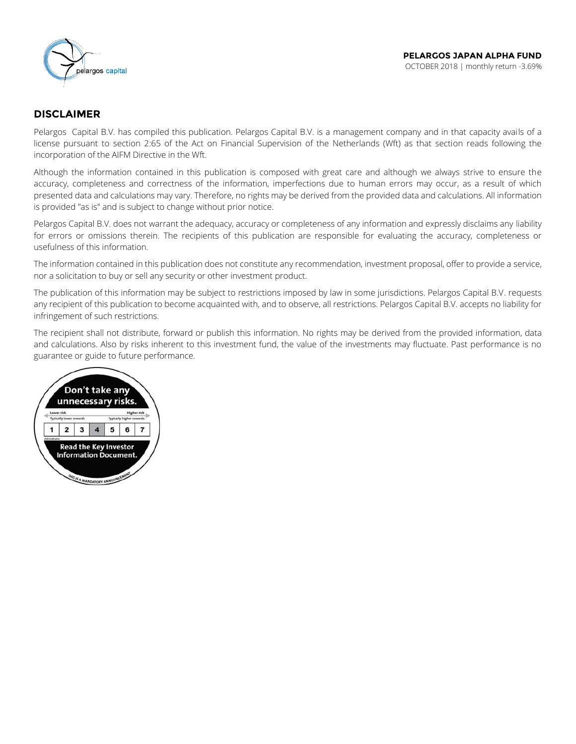## DISCLAIMER

Pelargos Capital B.V. has compiled this publication. Pelargos Capital B.V. is a management company and in that capacity avails of a license pursuant to section 2:65 of the Act on Financial Supervision of the Netherlands (Wft) as that section reads following the incorporation of the AIFM Directive in the Wft.

Although the information contained in this publication is composed with great care and although we always strive to ensure the accuracy, completeness and correctness of the information, imperfections due to human errors may occur, as a result of which presented data and calculations may vary. Therefore, no rights may be derived from the provided data and calculations. All information is provided "as is" and is subject to change without prior notice.

Pelargos Capital B.V. does not warrant the adequacy, accuracy or completeness of any information and expressly disclaims any liability for errors or omissions therein. The recipients of this publication are responsible for evaluating the accuracy, completeness or usefulness of this information.

The information contained in this publication does not constitute any recommendation, investment proposal, offer to provide a service, nor a solicitation to buy or sell any security or other investment product.

The publication of this information may be subject to restrictions imposed by law in some jurisdictions. Pelargos Capital B.V. requests any recipient of this publication to become acquainted with, and to observe, all restrictions. Pelargos Capital B.V. accepts no liability for infringement of such restrictions.

The recipient shall not distribute, forward or publish this information. No rights may be derived from the provided information, data and calculations. Also by risks inherent to this investment fund, the value of the investments may fluctuate. Past performance is no guarantee or guide to future performance.

Don't take any unnecessary risks.

Lower risk — Higher risk

Typically lower rewards — Typically higher rewards

1 2 3 4 5 6 7

risk indicator

Read the Key Investor Information Document.

THIS IS A MANDATORY ANNOUNCEMENT